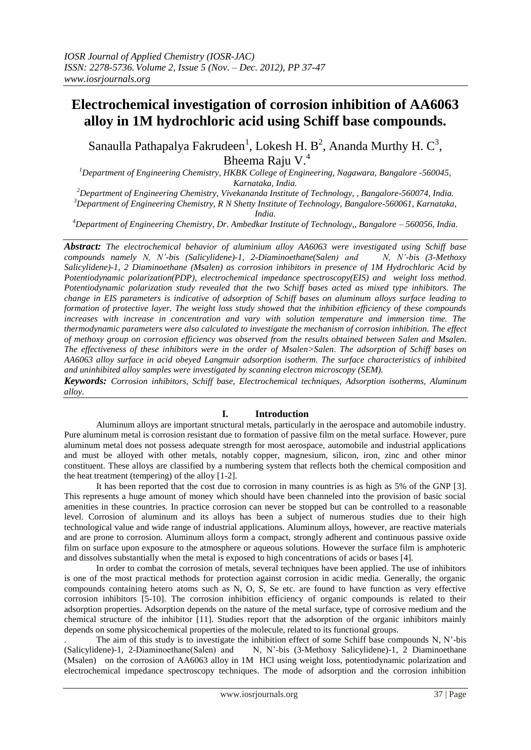*IOSR Journal of Applied Chemistry (IOSR-JAC)*
*ISSN: 2278-5736. Volume 2, Issue 5 (Nov. – Dec. 2012), PP 37-47*
*www.iosrjournals.org*

# Electrochemical investigation of corrosion inhibition of AA6063 alloy in 1M hydrochloric acid using Schiff base compounds.

Sanaulla Pathapalya Fakrudeen[1], Lokesh H. B[2], Ananda Murthy H. C[3], Bheema Raju V.[4]

[1]*Department of Engineering Chemistry, HKBK College of Engineering, Nagawara, Bangalore -560045, Karnataka, India.*
[2]*Department of Engineering Chemistry, Vivekananda Institute of Technology, , Bangalore-560074, India.*
[3]*Department of Engineering Chemistry, R N Shetty Institute of Technology, Bangalore-560061, Karnataka, India.*
[4]*Department of Engineering Chemistry, Dr. Ambedkar Institute of Technology,, Bangalore – 560056, India.*

***Abstract:*** *The electrochemical behavior of aluminium alloy AA6063 were investigated using Schiff base compounds namely N, N'-bis (Salicylidene)-1, 2-Diaminoethane(Salen) and N, N'-bis (3-Methoxy Salicylidene)-1, 2 Diaminoethane (Msalen) as corrosion inhibitors in presence of 1M Hydrochloric Acid by Potentiodynamic polarization(PDP), electrochemical impedance spectroscopy(EIS) and weight loss method. Potentiodynamic polarization study revealed that the two Schiff bases acted as mixed type inhibitors. The change in EIS parameters is indicative of adsorption of Schiff bases on aluminum alloys surface leading to formation of protective layer. The weight loss study showed that the inhibition efficiency of these compounds increases with increase in concentration and vary with solution temperature and immersion time. The thermodynamic parameters were also calculated to investigate the mechanism of corrosion inhibition. The effect of methoxy group on corrosion efficiency was observed from the results obtained between Salen and Msalen. The effectiveness of these inhibitors were in the order of Msalen>Salen. The adsorption of Schiff bases on AA6063 alloy surface in acid obeyed Langmuir adsorption isotherm. The surface characteristics of inhibited and uninhibited alloy samples were investigated by scanning electron microscopy (SEM).*

***Keywords:*** *Corrosion inhibitors, Schiff base, Electrochemical techniques, Adsorption isotherms, Aluminum alloy.*

## I. Introduction

Aluminum alloys are important structural metals, particularly in the aerospace and automobile industry. Pure aluminum metal is corrosion resistant due to formation of passive film on the metal surface. However, pure aluminum metal does not possess adequate strength for most aerospace, automobile and industrial applications and must be alloyed with other metals, notably copper, magnesium, silicon, iron, zinc and other minor constituent. These alloys are classified by a numbering system that reflects both the chemical composition and the heat treatment (tempering) of the alloy [1-2].

It has been reported that the cost due to corrosion in many countries is as high as 5% of the GNP [3]. This represents a huge amount of money which should have been channeled into the provision of basic social amenities in these countries. In practice corrosion can never be stopped but can be controlled to a reasonable level. Corrosion of aluminum and its alloys has been a subject of numerous studies due to their high technological value and wide range of industrial applications. Aluminum alloys, however, are reactive materials and are prone to corrosion. Aluminum alloys form a compact, strongly adherent and continuous passive oxide film on surface upon exposure to the atmosphere or aqueous solutions. However the surface film is amphoteric and dissolves substantially when the metal is exposed to high concentrations of acids or bases [4].

In order to combat the corrosion of metals, several techniques have been applied. The use of inhibitors is one of the most practical methods for protection against corrosion in acidic media. Generally, the organic compounds containing hetero atoms such as N, O, S, Se etc. are found to have function as very effective corrosion inhibitors [5-10]. The corrosion inhibition efficiency of organic compounds is related to their adsorption properties. Adsorption depends on the nature of the metal surface, type of corrosive medium and the chemical structure of the inhibitor [11]. Studies report that the adsorption of the organic inhibitors mainly depends on some physicochemical properties of the molecule, related to its functional groups.

. The aim of this study is to investigate the inhibition effect of some Schiff base compounds N, N'-bis (Salicylidene)-1, 2-Diaminoethane(Salen) and N, N'-bis (3-Methoxy Salicylidene)-1, 2 Diaminoethane (Msalen) on the corrosion of AA6063 alloy in 1M HCl using weight loss, potentiodynamic polarization and electrochemical impedance spectroscopy techniques. The mode of adsorption and the corrosion inhibition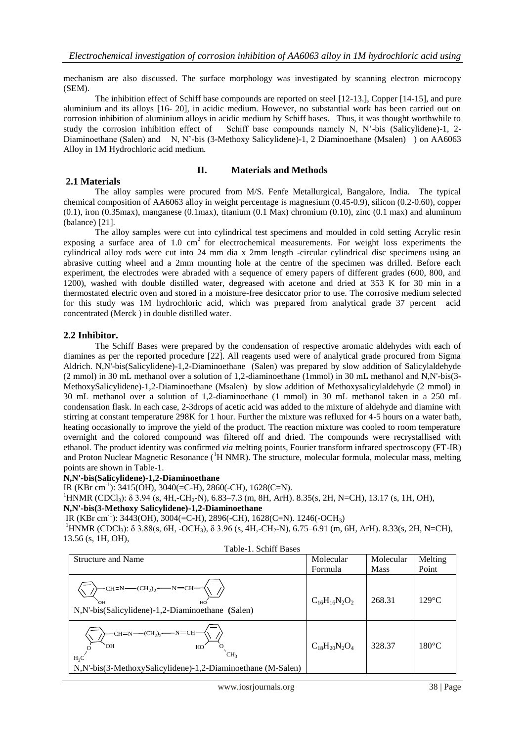mechanism are also discussed. The surface morphology was investigated by scanning electron microcopy (SEM).

The inhibition effect of Schiff base compounds are reported on steel [12-13.], Copper [14-15], and pure aluminium and its alloys [16- 20], in acidic medium. However, no substantial work has been carried out on corrosion inhibition of aluminium alloys in acidic medium by Schiff bases. Thus, it was thought worthwhile to study the corrosion inhibition effect of Schiff base compounds namely N, N'-bis (Salicylidene)-1, 2-Diaminoethane (Salen) and N, N'-bis (3-Methoxy Salicylidene)-1, 2 Diaminoethane (Msalen) ) on AA6063 Alloy in 1M Hydrochloric acid medium.

## II. Materials and Methods

### 2.1 Materials

The alloy samples were procured from M/S. Fenfe Metallurgical, Bangalore, India. The typical chemical composition of AA6063 alloy in weight percentage is magnesium (0.45-0.9), silicon (0.2-0.60), copper (0.1), iron (0.35max), manganese (0.1max), titanium (0.1 Max) chromium (0.10), zinc (0.1 max) and aluminum (balance) [21].

The alloy samples were cut into cylindrical test specimens and moulded in cold setting Acrylic resin exposing a surface area of 1.0 $cm^2$ for electrochemical measurements. For weight loss experiments the cylindrical alloy rods were cut into 24 mm dia x 2mm length -circular cylindrical disc specimens using an abrasive cutting wheel and a 2mm mounting hole at the centre of the specimen was drilled. Before each experiment, the electrodes were abraded with a sequence of emery papers of different grades (600, 800, and 1200), washed with double distilled water, degreased with acetone and dried at 353 K for 30 min in a thermostated electric oven and stored in a moisture-free desiccator prior to use. The corrosive medium selected for this study was 1M hydrochloric acid, which was prepared from analytical grade 37 percent acid concentrated (Merck ) in double distilled water.

### 2.2 Inhibitor.

The Schiff Bases were prepared by the condensation of respective aromatic aldehydes with each of diamines as per the reported procedure [22]. All reagents used were of analytical grade procured from Sigma Aldrich. N,N'-bis(Salicylidene)-1,2-Diaminoethane (Salen) was prepared by slow addition of Salicylaldehyde (2 mmol) in 30 mL methanol over a solution of 1,2-diaminoethane (1mmol) in 30 mL methanol and N,N'-bis(3-MethoxySalicylidene)-1,2-Diaminoethane (Msalen) by slow addition of Methoxysalicylaldehyde (2 mmol) in 30 mL methanol over a solution of 1,2-diaminoethane (1 mmol) in 30 mL methanol taken in a 250 mL condensation flask. In each case, 2-3drops of acetic acid was added to the mixture of aldehyde and diamine with stirring at constant temperature 298K for 1 hour. Further the mixture was refluxed for 4-5 hours on a water bath, heating occasionally to improve the yield of the product. The reaction mixture was cooled to room temperature overnight and the colored compound was filtered off and dried. The compounds were recrystallised with ethanol. The product identity was confirmed *via* melting points, Fourier transform infrared spectroscopy (FT-IR) and Proton Nuclear Magnetic Resonance ($^1$H NMR). The structure, molecular formula, molecular mass, melting points are shown in Table-1.

**N,N'-bis(Salicylidene)-1,2-Diaminoethane**

IR (KBr $cm^{-1}$): 3415(OH), 3040(=C-H), 2860(-CH), 1628(C=N).

$^1$HNMR ($CDCl_3$): δ 3.94 (s, 4H,-$CH_2$-N), 6.83–7.3 (m, 8H, ArH). 8.35(s, 2H, N=CH), 13.17 (s, 1H, OH),

**N,N'-bis(3-Methoxy Salicylidene)-1,2-Diaminoethane**

IR (KBr $cm^{-1}$): 3443(OH), 3004(=C-H), 2896(-CH), 1628(C=N). 1246(-$OCH_3$)

$^1$HNMR ($CDCl_3$): δ 3.88(s, 6H, -$OCH_3$), δ 3.96 (s, 4H,-$CH_2$-N), 6.75–6.91 (m, 6H, ArH). 8.33(s, 2H, N=CH), 13.56 (s, 1H, OH),

Table-1. Schiff Bases

| Structure and Name | Molecular Formula | Molecular Mass | Melting Point |
|---|---|---|---|
| N,N'-bis(Salicylidene)-1,2-Diaminoethane (Salen) | $C_{16}H_{16}N_2O_2$ | 268.31 | 129°C |
| N,N'-bis(3-MethoxySalicylidene)-1,2-Diaminoethane (M-Salen) | $C_{18}H_{20}N_2O_4$ | 328.37 | 180°C |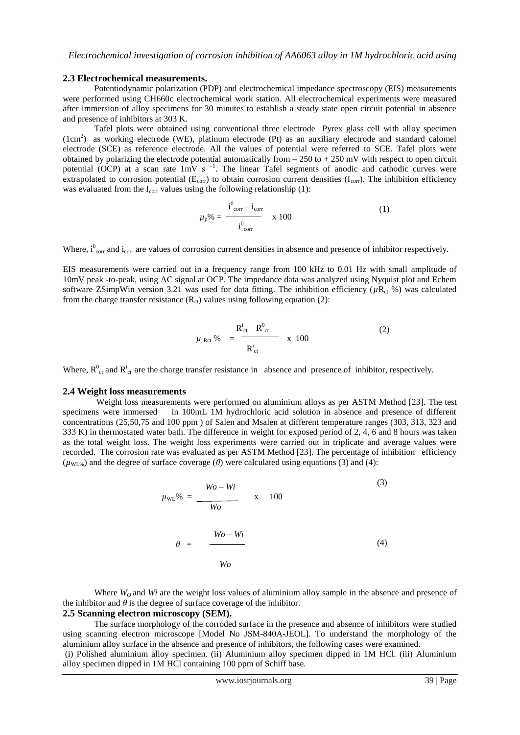### 2.3 Electrochemical measurements.

Potentiodynamic polarization (PDP) and electrochemical impedance spectroscopy (EIS) measurements were performed using CH660c electrochemical work station. All electrochemical experiments were measured after immersion of alloy specimens for 30 minutes to establish a steady state open circuit potential in absence and presence of inhibitors at 303 K.

Tafel plots were obtained using conventional three electrode Pyrex glass cell with alloy specimen ($1cm^2$) as working electrode (WE), platinum electrode (Pt) as an auxiliary electrode and standard calomel electrode (SCE) as reference electrode. All the values of potential were referred to SCE. Tafel plots were obtained by polarizing the electrode potential automatically from – 250 to + 250 mV with respect to open circuit potential (OCP) at a scan rate 1mV $s^{-1}$. The linear Tafel segments of anodic and cathodic curves were extrapolated to corrosion potential ($E_{corr}$) to obtain corrosion current densities ($I_{corr}$). The inhibition efficiency was evaluated from the $I_{corr}$ values using the following relationship (1):

$$\mu_p\% = \frac{i^0_{corr} - i_{corr}}{i^0_{corr}} \times 100 \quad (1)$$

Where, $i^0_{corr}$ and $i_{corr}$ are values of corrosion current densities in absence and presence of inhibitor respectively.

EIS measurements were carried out in a frequency range from 100 kHz to 0.01 Hz with small amplitude of 10mV peak -to-peak, using AC signal at OCP. The impedance data was analyzed using Nyquist plot and Echem software ZSimpWin version 3.21 was used for data fitting. The inhibition efficiency ($\mu R_{ct}$ %) was calculated from the charge transfer resistance ($R_{ct}$) values using following equation (2):

$$\mu_{Rct}\% = \frac{R^i_{ct} - R^0_{ct}}{R^i_{ct}} \times 100 \quad (2)$$

Where, $R^0_{ct}$ and $R^i_{ct}$ are the charge transfer resistance in absence and presence of inhibitor, respectively.

### 2.4 Weight loss measurements

Weight loss measurements were performed on aluminium alloys as per ASTM Method [23]. The test specimens were immersed in 100mL 1M hydrochloric acid solution in absence and presence of different concentrations (25,50,75 and 100 ppm ) of Salen and Msalen at different temperature ranges (303, 313, 323 and 333 K) in thermostated water bath. The difference in weight for exposed period of 2, 4, 6 and 8 hours was taken as the total weight loss. The weight loss experiments were carried out in triplicate and average values were recorded. The corrosion rate was evaluated as per ASTM Method [23]. The percentage of inhibition efficiency ($\mu_{WL\%}$) and the degree of surface coverage ($\theta$) were calculated using equations (3) and (4):

$$\mu_{WL}\% = \frac{Wo - Wi}{Wo} \times 100 \quad (3)$$

$$\theta = \frac{Wo - Wi}{Wo} \quad (4)$$

Where $W_O$ and $Wi$ are the weight loss values of aluminium alloy sample in the absence and presence of the inhibitor and $\theta$ is the degree of surface coverage of the inhibitor.

### 2.5 Scanning electron microscopy (SEM).

The surface morphology of the corroded surface in the presence and absence of inhibitors were studied using scanning electron microscope [Model No JSM-840A-JEOL]. To understand the morphology of the aluminium alloy surface in the absence and presence of inhibitors, the following cases were examined.

(i) Polished aluminium alloy specimen. (ii) Aluminium alloy specimen dipped in 1M HCl. (iii) Aluminium alloy specimen dipped in 1M HCl containing 100 ppm of Schiff base.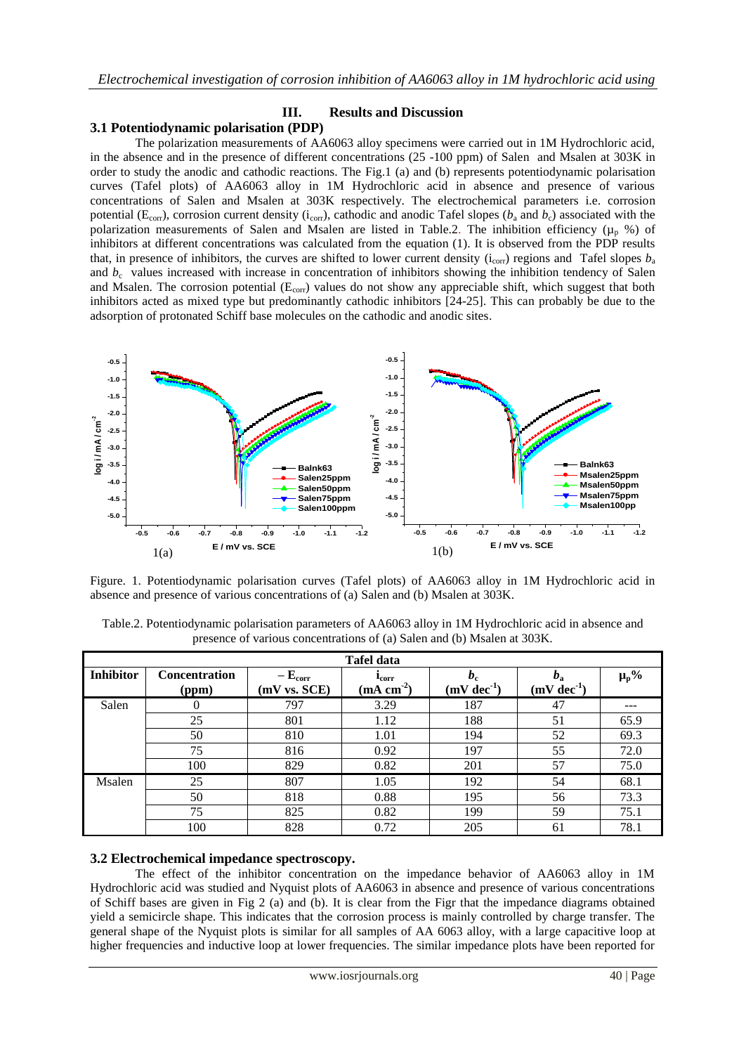## III. Results and Discussion

### 3.1 Potentiodynamic polarisation (PDP)

The polarization measurements of AA6063 alloy specimens were carried out in 1M Hydrochloric acid, in the absence and in the presence of different concentrations (25 -100 ppm) of Salen and Msalen at 303K in order to study the anodic and cathodic reactions. The Fig.1 (a) and (b) represents potentiodynamic polarisation curves (Tafel plots) of AA6063 alloy in 1M Hydrochloric acid in absence and presence of various concentrations of Salen and Msalen at 303K respectively. The electrochemical parameters i.e. corrosion potential ($E_{corr}$), corrosion current density ($i_{corr}$), cathodic and anodic Tafel slopes ($b_a$ and $b_c$) associated with the polarization measurements of Salen and Msalen are listed in Table.2. The inhibition efficiency ($\mu_p$ %) of inhibitors at different concentrations was calculated from the equation (1). It is observed from the PDP results that, in presence of inhibitors, the curves are shifted to lower current density ($i_{corr}$) regions and Tafel slopes $b_a$ and $b_c$ values increased with increase in concentration of inhibitors showing the inhibition tendency of Salen and Msalen. The corrosion potential ($E_{corr}$) values do not show any appreciable shift, which suggest that both inhibitors acted as mixed type but predominantly cathodic inhibitors [24-25]. This can probably be due to the adsorption of protonated Schiff base molecules on the cathodic and anodic sites.

Figure. 1. Potentiodynamic polarisation curves (Tafel plots) of AA6063 alloy in 1M Hydrochloric acid in absence and presence of various concentrations of (a) Salen and (b) Msalen at 303K.

Table.2. Potentiodynamic polarisation parameters of AA6063 alloy in 1M Hydrochloric acid in absence and presence of various concentrations of (a) Salen and (b) Msalen at 303K.

| Tafel data | | | | | | |
|---|---|---|---|---|---|---|
| **Inhibitor** | **Concentration (ppm)** | **$-E_{corr}$ (mV vs. SCE)** | **$i_{corr}$ (mA $cm^{-2}$)** | **$b_c$ (mV $dec^{-1}$)** | **$b_a$ (mV $dec^{-1}$)** | **$\mu_p$%** |
| Salen | 0 | 797 | 3.29 | 187 | 47 | --- |
| | 25 | 801 | 1.12 | 188 | 51 | 65.9 |
| | 50 | 810 | 1.01 | 194 | 52 | 69.3 |
| | 75 | 816 | 0.92 | 197 | 55 | 72.0 |
| | 100 | 829 | 0.82 | 201 | 57 | 75.0 |
| Msalen | 25 | 807 | 1.05 | 192 | 54 | 68.1 |
| | 50 | 818 | 0.88 | 195 | 56 | 73.3 |
| | 75 | 825 | 0.82 | 199 | 59 | 75.1 |
| | 100 | 828 | 0.72 | 205 | 61 | 78.1 |

### 3.2 Electrochemical impedance spectroscopy.

The effect of the inhibitor concentration on the impedance behavior of AA6063 alloy in 1M Hydrochloric acid was studied and Nyquist plots of AA6063 in absence and presence of various concentrations of Schiff bases are given in Fig 2 (a) and (b). It is clear from the Figr that the impedance diagrams obtained yield a semicircle shape. This indicates that the corrosion process is mainly controlled by charge transfer. The general shape of the Nyquist plots is similar for all samples of AA 6063 alloy, with a large capacitive loop at higher frequencies and inductive loop at lower frequencies. The similar impedance plots have been reported for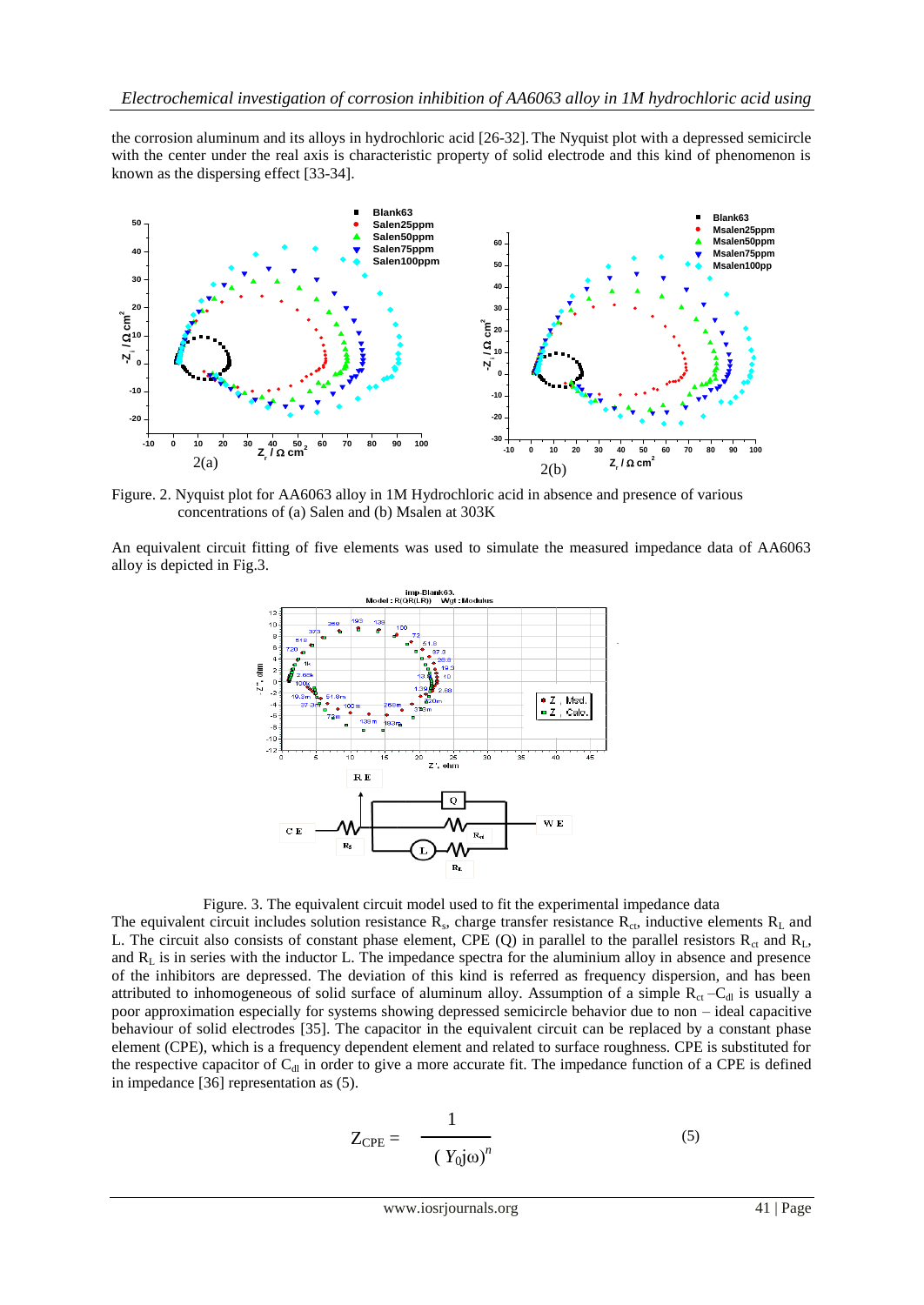the corrosion aluminum and its alloys in hydrochloric acid [26-32]. The Nyquist plot with a depressed semicircle with the center under the real axis is characteristic property of solid electrode and this kind of phenomenon is known as the dispersing effect [33-34].

Figure. 2. Nyquist plot for AA6063 alloy in 1M Hydrochloric acid in absence and presence of various concentrations of (a) Salen and (b) Msalen at 303K

An equivalent circuit fitting of five elements was used to simulate the measured impedance data of AA6063 alloy is depicted in Fig.3.

Figure. 3. The equivalent circuit model used to fit the experimental impedance data

The equivalent circuit includes solution resistance $R_s$, charge transfer resistance $R_{ct}$, inductive elements $R_L$ and L. The circuit also consists of constant phase element, CPE (Q) in parallel to the parallel resistors $R_{ct}$ and $R_L$, and $R_L$ is in series with the inductor L. The impedance spectra for the aluminium alloy in absence and presence of the inhibitors are depressed. The deviation of this kind is referred as frequency dispersion, and has been attributed to inhomogeneous of solid surface of aluminum alloy. Assumption of a simple $R_{ct}$ –$C_{dl}$ is usually a poor approximation especially for systems showing depressed semicircle behavior due to non – ideal capacitive behaviour of solid electrodes [35]. The capacitor in the equivalent circuit can be replaced by a constant phase element (CPE), which is a frequency dependent element and related to surface roughness. CPE is substituted for the respective capacitor of $C_{dl}$ in order to give a more accurate fit. The impedance function of a CPE is defined in impedance [36] representation as (5).

$$Z_{CPE} = \frac{1}{(Y_0 j\omega)^n} \qquad (5)$$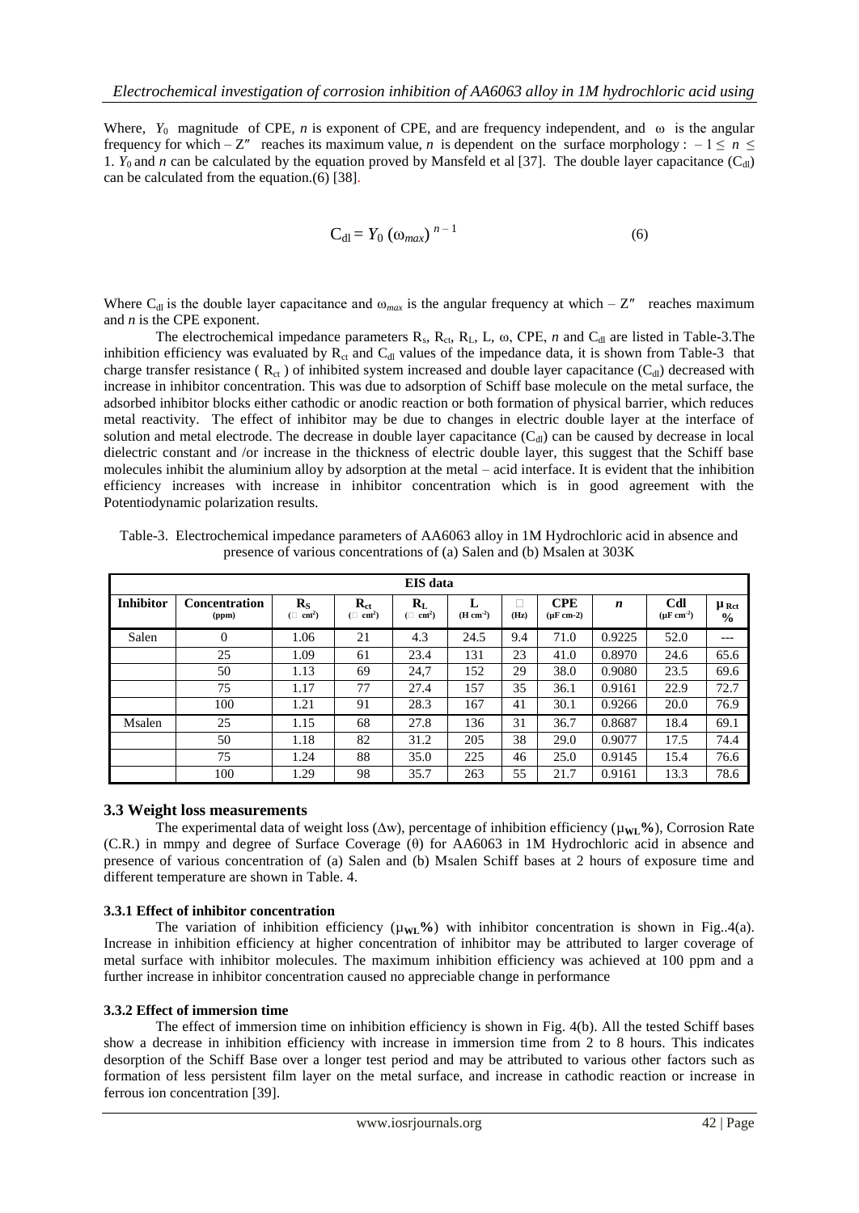Where, $Y_0$ magnitude of CPE, $n$ is exponent of CPE, and are frequency independent, and ω is the angular frequency for which $-Z''$ reaches its maximum value, $n$ is dependent on the surface morphology : $-1 \leq n \leq 1$. $Y_0$ and $n$ can be calculated by the equation proved by Mansfeld et al [37]. The double layer capacitance ($C_{dl}$) can be calculated from the equation.(6) [38].

$$C_{dl} = Y_0 \, (\omega_{max})^{\,n-1} \tag{6}$$

Where $C_{dl}$ is the double layer capacitance and $\omega_{max}$ is the angular frequency at which $-Z''$ reaches maximum and $n$ is the CPE exponent.

The electrochemical impedance parameters $R_s$, $R_{ct}$, $R_L$, L, ω, CPE, $n$ and $C_{dl}$ are listed in Table-3.The inhibition efficiency was evaluated by $R_{ct}$ and $C_{dl}$ values of the impedance data, it is shown from Table-3 that charge transfer resistance ( $R_{ct}$ ) of inhibited system increased and double layer capacitance ($C_{dl}$) decreased with increase in inhibitor concentration. This was due to adsorption of Schiff base molecule on the metal surface, the adsorbed inhibitor blocks either cathodic or anodic reaction or both formation of physical barrier, which reduces metal reactivity. The effect of inhibitor may be due to changes in electric double layer at the interface of solution and metal electrode. The decrease in double layer capacitance ($C_{dl}$) can be caused by decrease in local dielectric constant and /or increase in the thickness of electric double layer, this suggest that the Schiff base molecules inhibit the aluminium alloy by adsorption at the metal – acid interface. It is evident that the inhibition efficiency increases with increase in inhibitor concentration which is in good agreement with the Potentiodynamic polarization results.

Table-3. Electrochemical impedance parameters of AA6063 alloy in 1M Hydrochloric acid in absence and presence of various concentrations of (a) Salen and (b) Msalen at 303K

| EIS data | | | | | | | | | | |
|---|---|---|---|---|---|---|---|---|---|---|
| **Inhibitor** | **Concentration (ppm)** | **$R_S$ (Ω cm²)** | **$R_{ct}$ (Ω cm²)** | **$R_L$ (Ω cm²)** | **L (H cm⁻²)** | **ω (Hz)** | **CPE (μF cm-2)** | ***n*** | **Cdl (μF cm⁻²)** | **μ Rct %** |
| Salen | 0 | 1.06 | 21 | 4.3 | 24.5 | 9.4 | 71.0 | 0.9225 | 52.0 | --- |
| | 25 | 1.09 | 61 | 23.4 | 131 | 23 | 41.0 | 0.8970 | 24.6 | 65.6 |
| | 50 | 1.13 | 69 | 24,7 | 152 | 29 | 38.0 | 0.9080 | 23.5 | 69.6 |
| | 75 | 1.17 | 77 | 27.4 | 157 | 35 | 36.1 | 0.9161 | 22.9 | 72.7 |
| | 100 | 1.21 | 91 | 28.3 | 167 | 41 | 30.1 | 0.9266 | 20.0 | 76.9 |
| Msalen | 25 | 1.15 | 68 | 27.8 | 136 | 31 | 36.7 | 0.8687 | 18.4 | 69.1 |
| | 50 | 1.18 | 82 | 31.2 | 205 | 38 | 29.0 | 0.9077 | 17.5 | 74.4 |
| | 75 | 1.24 | 88 | 35.0 | 225 | 46 | 25.0 | 0.9145 | 15.4 | 76.6 |
| | 100 | 1.29 | 98 | 35.7 | 263 | 55 | 21.7 | 0.9161 | 13.3 | 78.6 |

### 3.3 Weight loss measurements

The experimental data of weight loss (Δw), percentage of inhibition efficiency (**$\mu_{WL}$%**), Corrosion Rate (C.R.) in mmpy and degree of Surface Coverage (θ) for AA6063 in 1M Hydrochloric acid in absence and presence of various concentration of (a) Salen and (b) Msalen Schiff bases at 2 hours of exposure time and different temperature are shown in Table. 4.

#### 3.3.1 Effect of inhibitor concentration

The variation of inhibition efficiency (**$\mu_{WL}$%**) with inhibitor concentration is shown in Fig..4(a). Increase in inhibition efficiency at higher concentration of inhibitor may be attributed to larger coverage of metal surface with inhibitor molecules. The maximum inhibition efficiency was achieved at 100 ppm and a further increase in inhibitor concentration caused no appreciable change in performance

#### 3.3.2 Effect of immersion time

The effect of immersion time on inhibition efficiency is shown in Fig. 4(b). All the tested Schiff bases show a decrease in inhibition efficiency with increase in immersion time from 2 to 8 hours. This indicates desorption of the Schiff Base over a longer test period and may be attributed to various other factors such as formation of less persistent film layer on the metal surface, and increase in cathodic reaction or increase in ferrous ion concentration [39].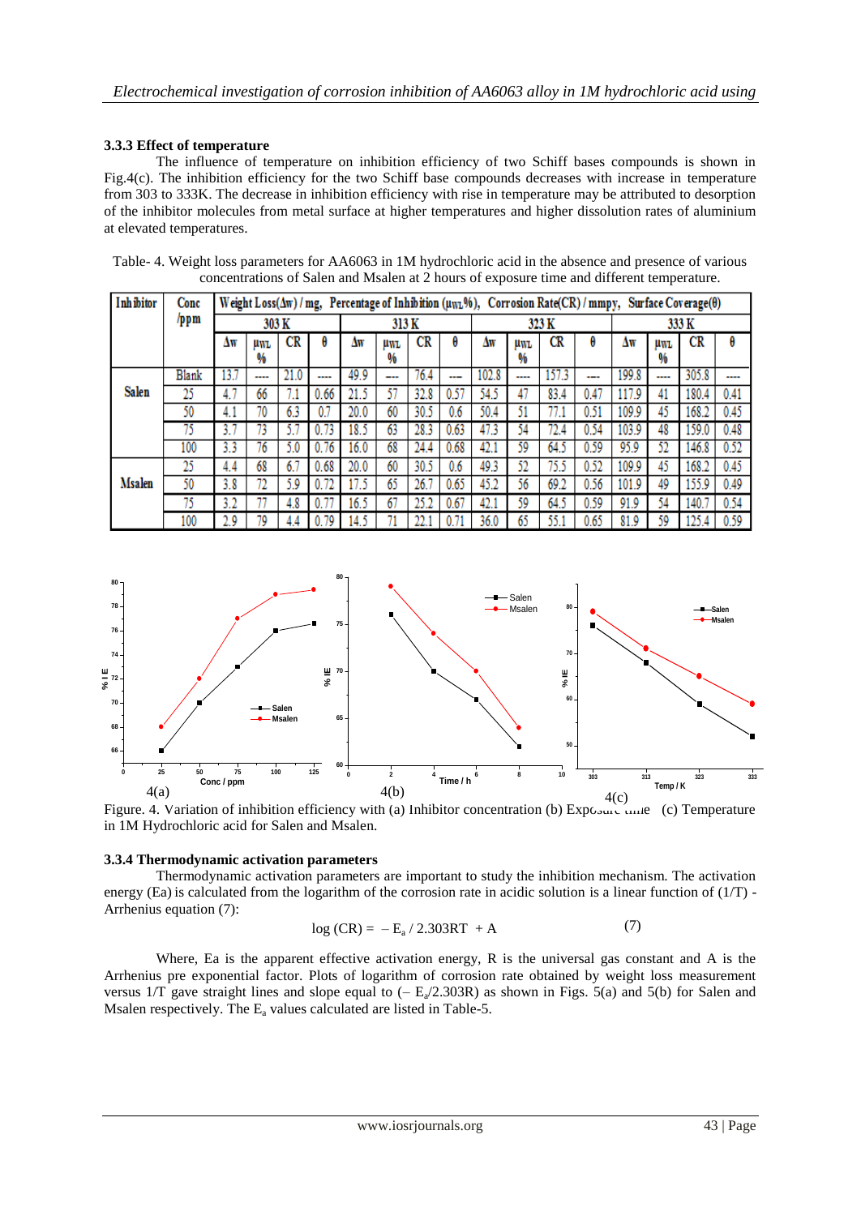### 3.3.3 Effect of temperature

The influence of temperature on inhibition efficiency of two Schiff bases compounds is shown in Fig.4(c). The inhibition efficiency for the two Schiff base compounds decreases with increase in temperature from 303 to 333K. The decrease in inhibition efficiency with rise in temperature may be attributed to desorption of the inhibitor molecules from metal surface at higher temperatures and higher dissolution rates of aluminium at elevated temperatures.

Table- 4. Weight loss parameters for AA6063 in 1M hydrochloric acid in the absence and presence of various concentrations of Salen and Msalen at 2 hours of exposure time and different temperature.

| Inhibitor | Conc /ppm | Weight Loss(Δw) / mg, Percentage of Inhibition ($\mu_{WL}$%), Corrosion Rate(CR) / mmpy, Surface Coverage(θ) | | | | | | | | | | | | | | | |
|---|---|---|---|---|---|---|---|---|---|---|---|---|---|---|---|---|---|
| | | 303 K | | | | 313 K | | | | 323 K | | | | 333 K | | | |
| | | Δw | $\mu_{WL}$ % | CR | θ | Δw | $\mu_{WL}$ % | CR | θ | Δw | $\mu_{WL}$ % | CR | θ | Δw | $\mu_{WL}$ % | CR | θ |
| | Blank | 13.7 | ---- | 21.0 | ---- | 49.9 | --- | 76.4 | --- | 102.8 | ---- | 157.3 | --- | 199.8 | ---- | 305.8 | ---- |
| Salen | 25 | 4.7 | 66 | 7.1 | 0.66 | 21.5 | 57 | 32.8 | 0.57 | 54.5 | 47 | 83.4 | 0.47 | 117.9 | 41 | 180.4 | 0.41 |
| | 50 | 4.1 | 70 | 6.3 | 0.7 | 20.0 | 60 | 30.5 | 0.6 | 50.4 | 51 | 77.1 | 0.51 | 109.9 | 45 | 168.2 | 0.45 |
| | 75 | 3.7 | 73 | 5.7 | 0.73 | 18.5 | 63 | 28.3 | 0.63 | 47.3 | 54 | 72.4 | 0.54 | 103.9 | 48 | 159.0 | 0.48 |
| | 100 | 3.3 | 76 | 5.0 | 0.76 | 16.0 | 68 | 24.4 | 0.68 | 42.1 | 59 | 64.5 | 0.59 | 95.9 | 52 | 146.8 | 0.52 |
| Msalen | 25 | 4.4 | 68 | 6.7 | 0.68 | 20.0 | 60 | 30.5 | 0.6 | 49.3 | 52 | 75.5 | 0.52 | 109.9 | 45 | 168.2 | 0.45 |
| | 50 | 3.8 | 72 | 5.9 | 0.72 | 17.5 | 65 | 26.7 | 0.65 | 45.2 | 56 | 69.2 | 0.56 | 101.9 | 49 | 155.9 | 0.49 |
| | 75 | 3.2 | 77 | 4.8 | 0.77 | 16.5 | 67 | 25.2 | 0.67 | 42.1 | 59 | 64.5 | 0.59 | 91.9 | 54 | 140.7 | 0.54 |
| | 100 | 2.9 | 79 | 4.4 | 0.79 | 14.5 | 71 | 22.1 | 0.71 | 36.0 | 65 | 55.1 | 0.65 | 81.9 | 59 | 125.4 | 0.59 |

4(a) 4(b) 4(c)

Figure. 4. Variation of inhibition efficiency with (a) Inhibitor concentration (b) Exposure time (c) Temperature in 1M Hydrochloric acid for Salen and Msalen.

### 3.3.4 Thermodynamic activation parameters

Thermodynamic activation parameters are important to study the inhibition mechanism. The activation energy (Ea) is calculated from the logarithm of the corrosion rate in acidic solution is a linear function of (1/T) - Arrhenius equation (7):

$$\log (CR) = -E_a / 2.303RT + A \qquad (7)$$

Where, Ea is the apparent effective activation energy, R is the universal gas constant and A is the Arrhenius pre exponential factor. Plots of logarithm of corrosion rate obtained by weight loss measurement versus 1/T gave straight lines and slope equal to ($-E_a/2.303R$) as shown in Figs. 5(a) and 5(b) for Salen and Msalen respectively. The $E_a$ values calculated are listed in Table-5.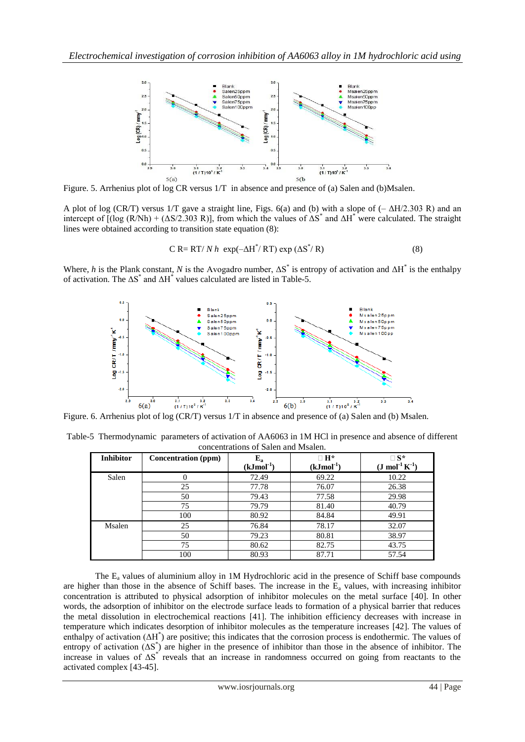Figure. 5. Arrhenius plot of log CR versus 1/T in absence and presence of (a) Salen and (b)Msalen.

A plot of log (CR/T) versus 1/T gave a straight line, Figs. 6(a) and (b) with a slope of ($-\Delta H/2.303$ R) and an intercept of [(log (R/Nh) + ($\Delta S/2.303$ R)], from which the values of $\Delta S^*$ and $\Delta H^*$ were calculated. The straight lines were obtained according to transition state equation (8):

$$CR = RT/Nh \exp(-\Delta H^*/RT) \exp(\Delta S^*/R) \quad (8)$$

Where, $h$ is the Plank constant, $N$ is the Avogadro number, $\Delta S^*$ is entropy of activation and $\Delta H^*$ is the enthalpy of activation. The $\Delta S^*$ and $\Delta H^*$ values calculated are listed in Table-5.

Figure. 6. Arrhenius plot of log (CR/T) versus 1/T in absence and presence of (a) Salen and (b) Msalen.

Table-5 Thermodynamic parameters of activation of AA6063 in 1M HCl in presence and absence of different concentrations of Salen and Msalen.

| Inhibitor | Concentration (ppm) | $E_a$ ($kJmol^{-1}$) | $\Delta H^*$ ($kJmol^{-1}$) | $\Delta S^*$ ($J\ mol^{-1} K^{-1}$) |
|---|---|---|---|---|
| Salen | 0 | 72.49 | 69.22 | 10.22 |
| | 25 | 77.78 | 76.07 | 26.38 |
| | 50 | 79.43 | 77.58 | 29.98 |
| | 75 | 79.79 | 81.40 | 40.79 |
| | 100 | 80.92 | 84.84 | 49.91 |
| Msalen | 25 | 76.84 | 78.17 | 32.07 |
| | 50 | 79.23 | 80.81 | 38.97 |
| | 75 | 80.62 | 82.75 | 43.75 |
| | 100 | 80.93 | 87.71 | 57.54 |

The $E_a$ values of aluminium alloy in 1M Hydrochloric acid in the presence of Schiff base compounds are higher than those in the absence of Schiff bases. The increase in the $E_a$ values, with increasing inhibitor concentration is attributed to physical adsorption of inhibitor molecules on the metal surface [40]. In other words, the adsorption of inhibitor on the electrode surface leads to formation of a physical barrier that reduces the metal dissolution in electrochemical reactions [41]. The inhibition efficiency decreases with increase in temperature which indicates desorption of inhibitor molecules as the temperature increases [42]. The values of enthalpy of activation ($\Delta H^*$) are positive; this indicates that the corrosion process is endothermic. The values of entropy of activation ($\Delta S^*$) are higher in the presence of inhibitor than those in the absence of inhibitor. The increase in values of $\Delta S^*$ reveals that an increase in randomness occurred on going from reactants to the activated complex [43-45].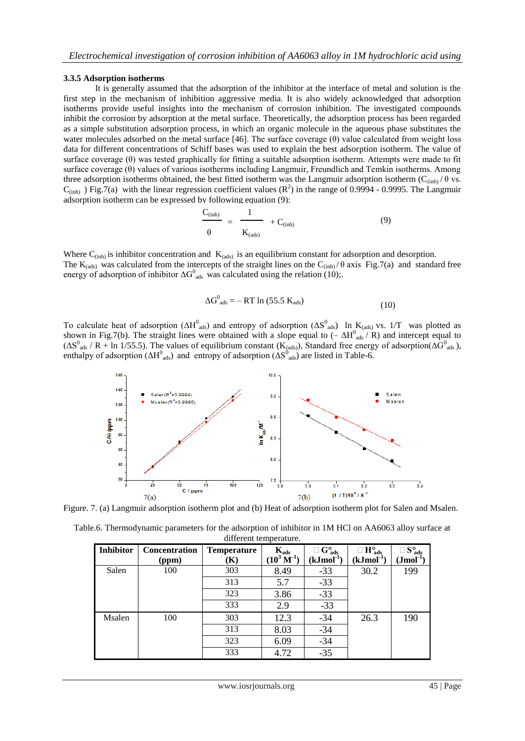### 3.3.5 Adsorption isotherms

It is generally assumed that the adsorption of the inhibitor at the interface of metal and solution is the first step in the mechanism of inhibition aggressive media. It is also widely acknowledged that adsorption isotherms provide useful insights into the mechanism of corrosion inhibition. The investigated compounds inhibit the corrosion by adsorption at the metal surface. Theoretically, the adsorption process has been regarded as a simple substitution adsorption process, in which an organic molecule in the aqueous phase substitutes the water molecules adsorbed on the metal surface [46]. The surface coverage (θ) value calculated from weight loss data for different concentrations of Schiff bases was used to explain the best adsorption isotherm. The value of surface coverage (θ) was tested graphically for fitting a suitable adsorption isotherm. Attempts were made to fit surface coverage (θ) values of various isotherms including Langmuir, Freundlich and Temkin isotherms. Among three adsorption isotherms obtained, the best fitted isotherm was the Langmuir adsorption isotherm ($C_{(inh)} / \theta$ vs. $C_{(inh)}$ ) Fig.7(a) with the linear regression coefficient values ($R^2$) in the range of 0.9994 - 0.9995. The Langmuir adsorption isotherm can be expressed by following equation (9):

$$\frac{C_{(inh)}}{\theta} = \frac{1}{K_{(ads)}} + C_{(inh)} \qquad (9)$$

Where $C_{(inh)}$ is inhibitor concentration and $K_{(ads)}$ is an equilibrium constant for adsorption and desorption. The $K_{(ads)}$ was calculated from the intercepts of the straight lines on the $C_{(inh)} / \theta$ axis Fig.7(a) and standard free energy of adsorption of inhibitor $\Delta G^0_{ads}$ was calculated using the relation (10);.

$$\Delta G^0_{ads} = -RT \ln (55.5\, K_{ads}) \qquad (10)$$

To calculate heat of adsorption ($\Delta H^0_{ads}$) and entropy of adsorption ($\Delta S^0_{ads}$) ln $K_{(ads)}$ vs. 1/T was plotted as shown in Fig.7(b). The straight lines were obtained with a slope equal to ($-\Delta H^0_{ads} / R$) and intercept equal to ($\Delta S^0_{ads} / R + \ln 1/55.5$). The values of equilibrium constant ($K_{(ads)}$), Standard free energy of adsorption($\Delta G^0_{ads}$ ), enthalpy of adsorption ($\Delta H^0_{ads}$) and entropy of adsorption ($\Delta S^0_{ads}$) are listed in Table-6.

Figure. 7. (a) Langmuir adsorption isotherm plot and (b) Heat of adsorption isotherm plot for Salen and Msalen.

Table.6. Thermodynamic parameters for the adsorption of inhibitor in 1M HCl on AA6063 alloy surface at different temperature.

| Inhibitor | Concentration (ppm) | Temperature (K) | $K_{ads}$ ($10^3$ $M^{-1}$) | $\Delta G^0_{ads}$ ($kJmol^{-1}$) | $\Delta H^0_{ads}$ ($kJmol^{-1}$) | $\Delta S^0_{ads}$ ($Jmol^{-1}$) |
|---|---|---|---|---|---|---|
| Salen | 100 | 303 | 8.49 | -33 | 30.2 | 199 |
| | | 313 | 5.7 | -33 | | |
| | | 323 | 3.86 | -33 | | |
| | | 333 | 2.9 | -33 | | |
| Msalen | 100 | 303 | 12.3 | -34 | 26.3 | 190 |
| | | 313 | 8.03 | -34 | | |
| | | 323 | 6.09 | -34 | | |
| | | 333 | 4.72 | -35 | | |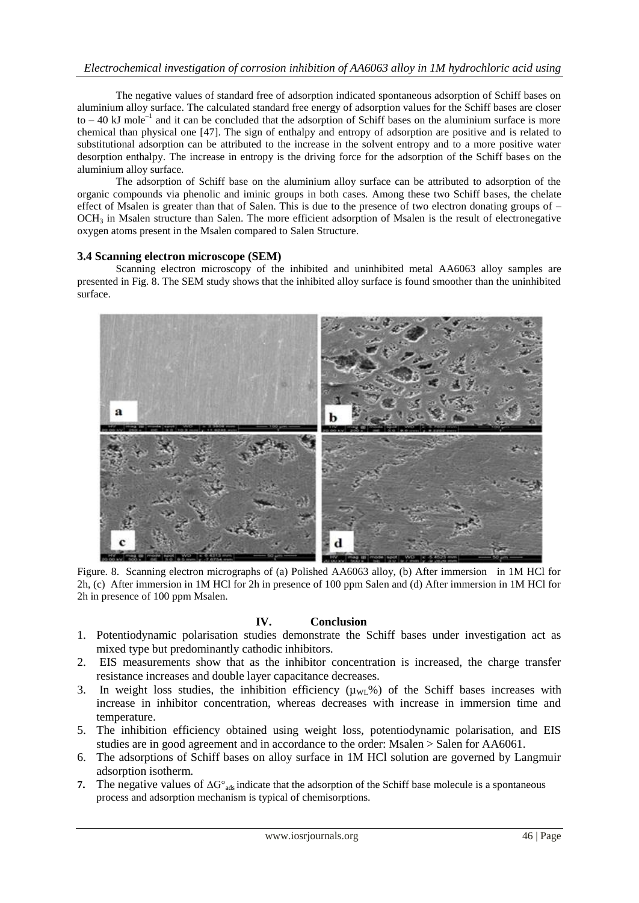The negative values of standard free of adsorption indicated spontaneous adsorption of Schiff bases on aluminium alloy surface. The calculated standard free energy of adsorption values for the Schiff bases are closer to – 40 kJ mole$^{-1}$ and it can be concluded that the adsorption of Schiff bases on the aluminium surface is more chemical than physical one [47]. The sign of enthalpy and entropy of adsorption are positive and is related to substitutional adsorption can be attributed to the increase in the solvent entropy and to a more positive water desorption enthalpy. The increase in entropy is the driving force for the adsorption of the Schiff bases on the aluminium alloy surface.

The adsorption of Schiff base on the aluminium alloy surface can be attributed to adsorption of the organic compounds via phenolic and iminic groups in both cases. Among these two Schiff bases, the chelate effect of Msalen is greater than that of Salen. This is due to the presence of two electron donating groups of –$OCH_3$ in Msalen structure than Salen. The more efficient adsorption of Msalen is the result of electronegative oxygen atoms present in the Msalen compared to Salen Structure.

### 3.4 Scanning electron microscope (SEM)

Scanning electron microscopy of the inhibited and uninhibited metal AA6063 alloy samples are presented in Fig. 8. The SEM study shows that the inhibited alloy surface is found smoother than the uninhibited surface.

Figure. 8. Scanning electron micrographs of (a) Polished AA6063 alloy, (b) After immersion in 1M HCl for 2h, (c) After immersion in 1M HCl for 2h in presence of 100 ppm Salen and (d) After immersion in 1M HCl for 2h in presence of 100 ppm Msalen.

## IV. Conclusion

1. Potentiodynamic polarisation studies demonstrate the Schiff bases under investigation act as mixed type but predominantly cathodic inhibitors.
2. EIS measurements show that as the inhibitor concentration is increased, the charge transfer resistance increases and double layer capacitance decreases.
3. In weight loss studies, the inhibition efficiency ($\mu_{WL}$%) of the Schiff bases increases with increase in inhibitor concentration, whereas decreases with increase in immersion time and temperature.
5. The inhibition efficiency obtained using weight loss, potentiodynamic polarisation, and EIS studies are in good agreement and in accordance to the order: Msalen > Salen for AA6061.
6. The adsorptions of Schiff bases on alloy surface in 1M HCl solution are governed by Langmuir adsorption isotherm.
7. The negative values of $\Delta G^{\circ}_{ads}$ indicate that the adsorption of the Schiff base molecule is a spontaneous process and adsorption mechanism is typical of chemisorptions.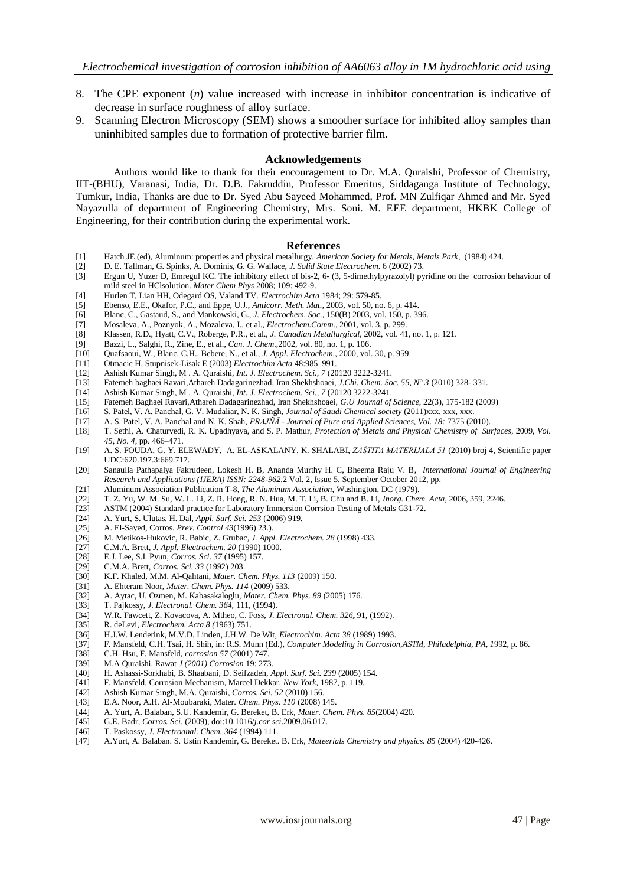8. The CPE exponent (*n*) value increased with increase in inhibitor concentration is indicative of decrease in surface roughness of alloy surface.
9. Scanning Electron Microscopy (SEM) shows a smoother surface for inhibited alloy samples than uninhibited samples due to formation of protective barrier film.

## Acknowledgements

Authors would like to thank for their encouragement to Dr. M.A. Quraishi, Professor of Chemistry, IIT-(BHU), Varanasi, India, Dr. D.B. Fakruddin, Professor Emeritus, Siddaganga Institute of Technology, Tumkur, India, Thanks are due to Dr. Syed Abu Sayeed Mohammed, Prof. MN Zulfiqar Ahmed and Mr. Syed Nayazulla of department of Engineering Chemistry, Mrs. Soni. M. EEE department, HKBK College of Engineering, for their contribution during the experimental work.

## References

[1] Hatch JE (ed), Aluminum: properties and physical metallurgy. *American Society for Metals, Metals Park*, (1984) 424.
[2] D. E. Tallman, G. Spinks, A. Dominis, G. G. Wallace, *J. Solid State Electrochem*. 6 (2002) 73.
[3] Ergun U, Yuzer D, Emregul KC. The inhibitory effect of bis-2, 6- (3, 5-dimethylpyrazolyl) pyridine on the corrosion behaviour of mild steel in HClsolution. *Mater Chem Phys* 2008; 109: 492-9.
[4] Hurlen T, Lian HH, Odegard OS, Valand TV. *Electrochim Acta* 1984; 29: 579-85.
[5] Ebenso, E.E., Okafor, P.C., and Eppe, U.J., *Anticorr. Meth. Mat.*, 2003, vol. 50, no. 6, p. 414.
[6] Blanc, C., Gastaud, S., and Mankowski, G., *J. Electrochem. Soc.*, 150(B) 2003, vol. 150, p. 396.
[7] Mosaleva, A., Poznyok, A., Mozaleva, I., et al., *Electrochem.Comm.*, 2001, vol. 3, p. 299.
[8] Klassen, R.D., Hyatt, C.V., Roberge, P.R., et al., *J. Canadian Metallurgical*, 2002, vol. 41, no. 1, p. 121.
[9] Bazzi, L., Salghi, R., Zine, E., et al., *Can. J. Chem*.,2002, vol. 80, no. 1, p. 106.
[10] Quafsaoui, W., Blanc, C.H., Bebere, N., et al., *J. Appl. Electrochem.*, 2000, vol. 30, p. 959.
[11] Otmacic H, Stupnisek-Lisak E (2003) *Electrochim Acta* 48:985–991.
[12] Ashish Kumar Singh, M . A. Quraishi, *Int. J. Electrochem. Sci., 7* (20120 3222-3241.
[13] Fatemeh baghaei Ravari,Athareh Dadagarinezhad, Iran Shekhshoaei, *J.Chi. Chem. Soc. 55, N° 3* (2010) 328- 331.
[14] Ashish Kumar Singh, M . A. Quraishi, *Int. J. Electrochem. Sci., 7* (20120 3222-3241.
[15] Fatemeh Baghaei Ravari,Athareh Dadagarinezhad, Iran Shekhshoaei, *G.U Journal of Science*, 22(3), 175-182 (2009)
[16] S. Patel, V. A. Panchal, G. V. Mudaliar, N. K. Singh, *Journal of Saudi Chemical society* (2011)xxx, xxx, xxx.
[17] A. S. Patel, V. A. Panchal and N. K. Shah, *PRAJÑÃ - Journal of Pure and Applied Sciences, Vol. 18:* 7375 (2010).
[18] T. Sethi, A. Chaturvedi, R. K. Upadhyaya, and S. P. Mathur, *Protection of Metals and Physical Chemistry of Surfaces*, 2009, *Vol. 45, No. 4*, pp. 466–471.
[19] A. S. FOUDA, G. Y. ELEWADY, A. EL-ASKALANY, K. SHALABI, *ZAŠTITA MATERIJALA 51* (2010) broj 4, Scientific paper UDC:620.197.3:669.717.
[20] Sanaulla Pathapalya Fakrudeen, Lokesh H. B, Ananda Murthy H. C, Bheema Raju V. B, *International Journal of Engineering Research and Applications (IJERA) ISSN: 2248-962*,2 Vol. 2, Issue 5, September October 2012, pp.
[21] Aluminum Association Publication T-8, *The Aluminum Association*, Washington, DC (1979).
[22] T. Z. Yu, W. M. Su, W. L. Li, Z. R. Hong, R. N. Hua, M. T. Li, B. Chu and B. Li, *Inorg. Chem. Acta*, 2006, 359, 2246.
[23] ASTM (2004) Standard practice for Laboratory Immersion Corrsion Testing of Metals G31-72.
[24] A. Yurt, S. Ulutas, H. Dal, *Appl. Surf. Sci. 253* (2006) 919.
[25] A. El-Sayed, Corros. *Prev. Control 43*(1996) 23.).
[26] M. Metikos-Hukovic, R. Babic, Z. Grubac, *J. Appl. Electrochem. 28* (1998) 433.
[27] C.M.A. Brett, *J. Appl. Electrochem. 20* (1990) 1000.
[28] E.J. Lee, S.I. Pyun, *Corros. Sci. 37* (1995) 157.
[29] C.M.A. Brett, *Corros. Sci. 33* (1992) 203.
[30] K.F. Khaled, M.M. Al-Qahtani, *Mater. Chem. Phys. 113* (2009) 150.
[31] A. Ehteram Noor, *Mater. Chem. Phys. 114* (2009) 533.
[32] A. Aytac, U. Ozmen, M. Kabasakaloglu, *Mater. Chem. Phys. 89* (2005) 176.
[33] T. Pajkossy, *J. Electronal. Chem. 364*, 111, (1994).
[34] W.R. Fawcett, Z. Kovacova, A. Mtheo, C. Foss, *J. Electronal. Chem. 326***,** 91, (1992).
[35] R. deLevi, *Electrochem. Acta 8 (*1963) 751.
[36] H.J.W. Lenderink, M.V.D. Linden, J.H.W. De Wit, *Electrochim. Acta 38* (1989) 1993.
[37] F. Mansfeld, C.H. Tsai, H. Shih, in: R.S. Munn (Ed.), *Computer Modeling in Corrosion,ASTM, Philadelphia, PA, 1*992, p. 86.
[38] C.H. Hsu, F. Mansfeld, *corrosion 57* (2001) 747.
[39] M.A Quraishi. Rawat *J (2001) Corrosion* 19: 273.
[40] H. Ashassi-Sorkhabi, B. Shaabani, D. Seifzadeh, *Appl. Surf. Sci. 239* (2005) 154.
[41] F. Mansfeld, Corrosion Mechanism, Marcel Dekkar, *New York*, 1987, p. 119.
[42] Ashish Kumar Singh, M.A. Quraishi, *Corros. Sci. 52* (2010) 156.
[43] E.A. Noor, A.H. Al-Moubaraki, Mater. *Chem. Phys. 110* (2008) 145.
[44] A. Yurt, A. Balaban, S.U. Kandemir, G. Bereket, B. Erk, *Mater. Chem. Phys. 85*(2004) 420.
[45] G.E. Badr, *Corros. Sci*. (2009), doi:10.1016/*j.cor sci*.2009.06.017.
[46] T. Paskossy, *J. Electroanal. Chem. 364* (1994) 111.
[47] A.Yurt, A. Balaban. S. Ustin Kandemir, G. Bereket. B. Erk, *Mateerials Chemistry and physics. 85* (2004) 420-426.